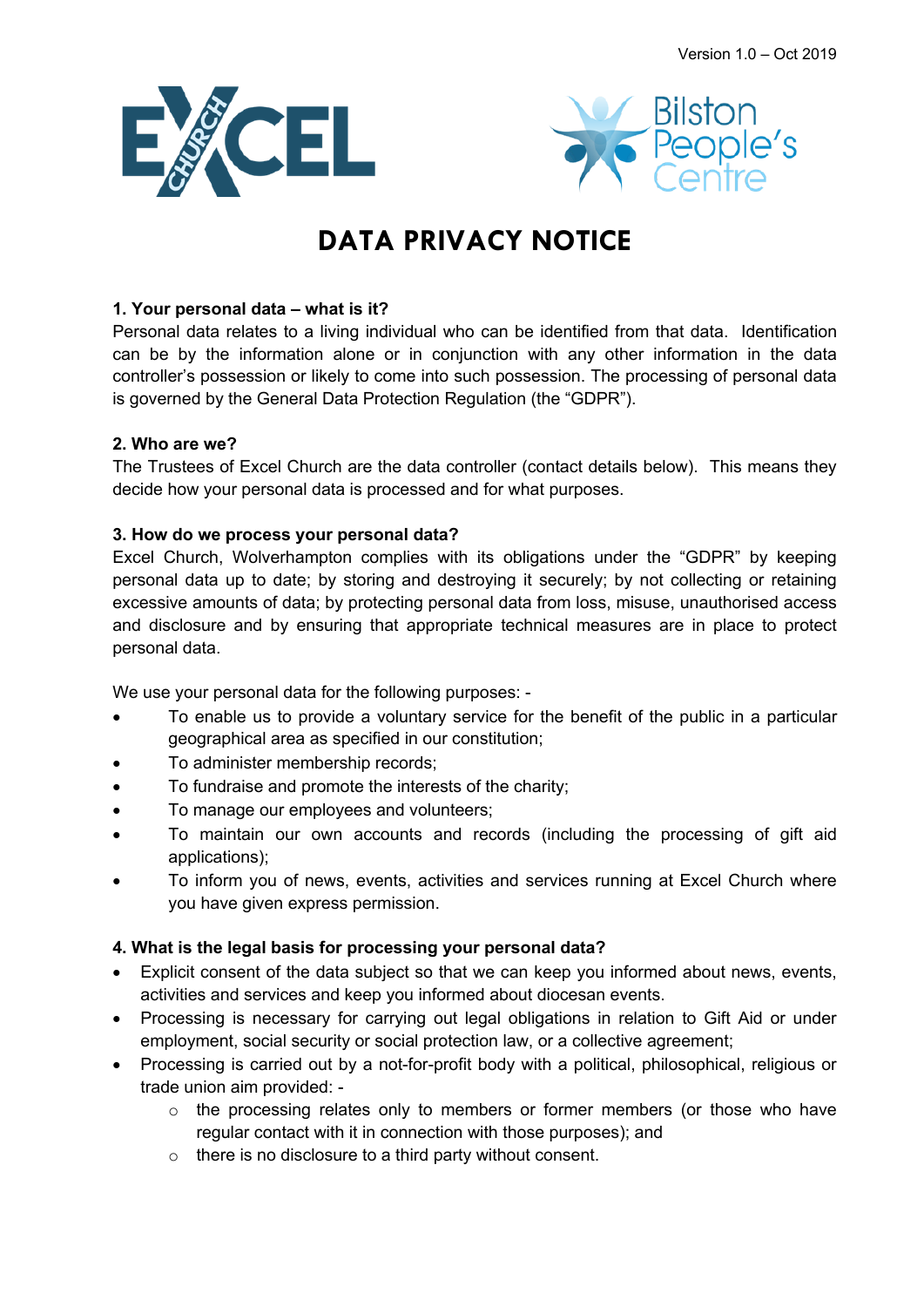Version 1.0 – Oct 2019

# DATA PRIVACY NOTICE

### 1. Your personal data – what is it?

Personal data relates to a living individual who can be identified from that data. Identification can be by the information alone or in conjunction with any other information in the data controller's possession or likely to come into such possession. The processing of personal data is governed by the General Data Protection Regulation (the "GDPR").

### 2. Who are we?

The Trustees of Excel Church are the data controller (contact details below). This means they decide how your personal data is processed and for what purposes.

### 3. How do we process your personal data?

Excel Church, Wolverhampton complies with its obligations under the "GDPR" by keeping personal data up to date; by storing and destroying it securely; by not collecting or retaining excessive amounts of data; by protecting personal data from loss, misuse, unauthorised access and disclosure and by ensuring that appropriate technical measures are in place to protect personal data.

We use your personal data for the following purposes: -

- To enable us to provide a voluntary service for the benefit of the public in a particular geographical area as specified in our constitution;
- To administer membership records;
- To fundraise and promote the interests of the charity;
- To manage our employees and volunteers;
- To maintain our own accounts and records (including the processing of gift aid applications);
- To inform you of news, events, activities and services running at Excel Church where you have given express permission.

### 4. What is the legal basis for processing your personal data?

- Explicit consent of the data subject so that we can keep you informed about news, events, activities and services and keep you informed about diocesan events.
- Processing is necessary for carrying out legal obligations in relation to Gift Aid or under employment, social security or social protection law, or a collective agreement;
- Processing is carried out by a not-for-profit body with a political, philosophical, religious or trade union aim provided: -
  - the processing relates only to members or former members (or those who have regular contact with it in connection with those purposes); and
  - there is no disclosure to a third party without consent.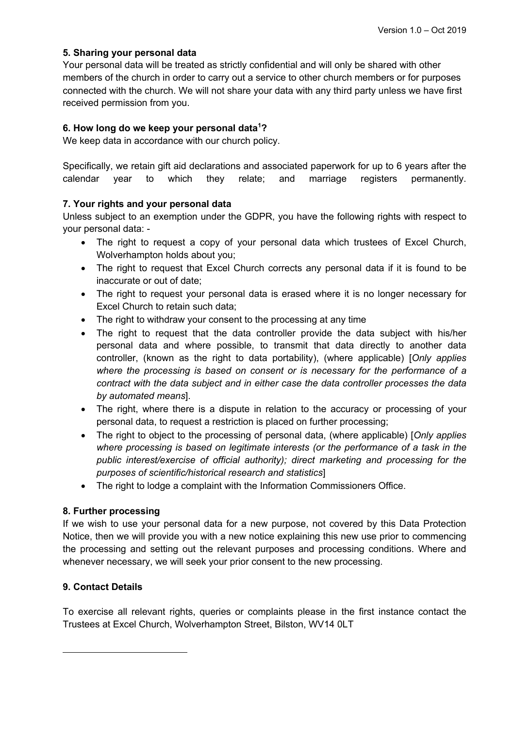**5. Sharing your personal data**

Your personal data will be treated as strictly confidential and will only be shared with other members of the church in order to carry out a service to other church members or for purposes connected with the church. We will not share your data with any third party unless we have first received permission from you.

**6. How long do we keep your personal data[1]?**

We keep data in accordance with our church policy.

Specifically, we retain gift aid declarations and associated paperwork for up to 6 years after the calendar year to which they relate; and marriage registers permanently.

**7. Your rights and your personal data**

Unless subject to an exemption under the GDPR, you have the following rights with respect to your personal data: -

- The right to request a copy of your personal data which trustees of Excel Church, Wolverhampton holds about you;
- The right to request that Excel Church corrects any personal data if it is found to be inaccurate or out of date;
- The right to request your personal data is erased where it is no longer necessary for Excel Church to retain such data;
- The right to withdraw your consent to the processing at any time
- The right to request that the data controller provide the data subject with his/her personal data and where possible, to transmit that data directly to another data controller, (known as the right to data portability), (where applicable) [*Only applies where the processing is based on consent or is necessary for the performance of a contract with the data subject and in either case the data controller processes the data by automated means*].
- The right, where there is a dispute in relation to the accuracy or processing of your personal data, to request a restriction is placed on further processing;
- The right to object to the processing of personal data, (where applicable) [*Only applies where processing is based on legitimate interests (or the performance of a task in the public interest/exercise of official authority); direct marketing and processing for the purposes of scientific/historical research and statistics*]
- The right to lodge a complaint with the Information Commissioners Office.

**8. Further processing**

If we wish to use your personal data for a new purpose, not covered by this Data Protection Notice, then we will provide you with a new notice explaining this new use prior to commencing the processing and setting out the relevant purposes and processing conditions. Where and whenever necessary, we will seek your prior consent to the new processing.

**9. Contact Details**

To exercise all relevant rights, queries or complaints please in the first instance contact the Trustees at Excel Church, Wolverhampton Street, Bilston, WV14 0LT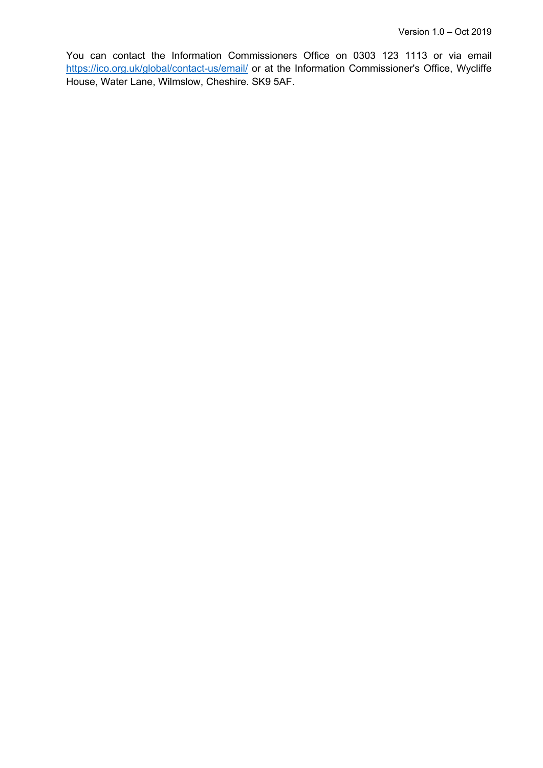You can contact the Information Commissioners Office on 0303 123 1113 or via email https://ico.org.uk/global/contact-us/email/ or at the Information Commissioner's Office, Wycliffe House, Water Lane, Wilmslow, Cheshire. SK9 5AF.